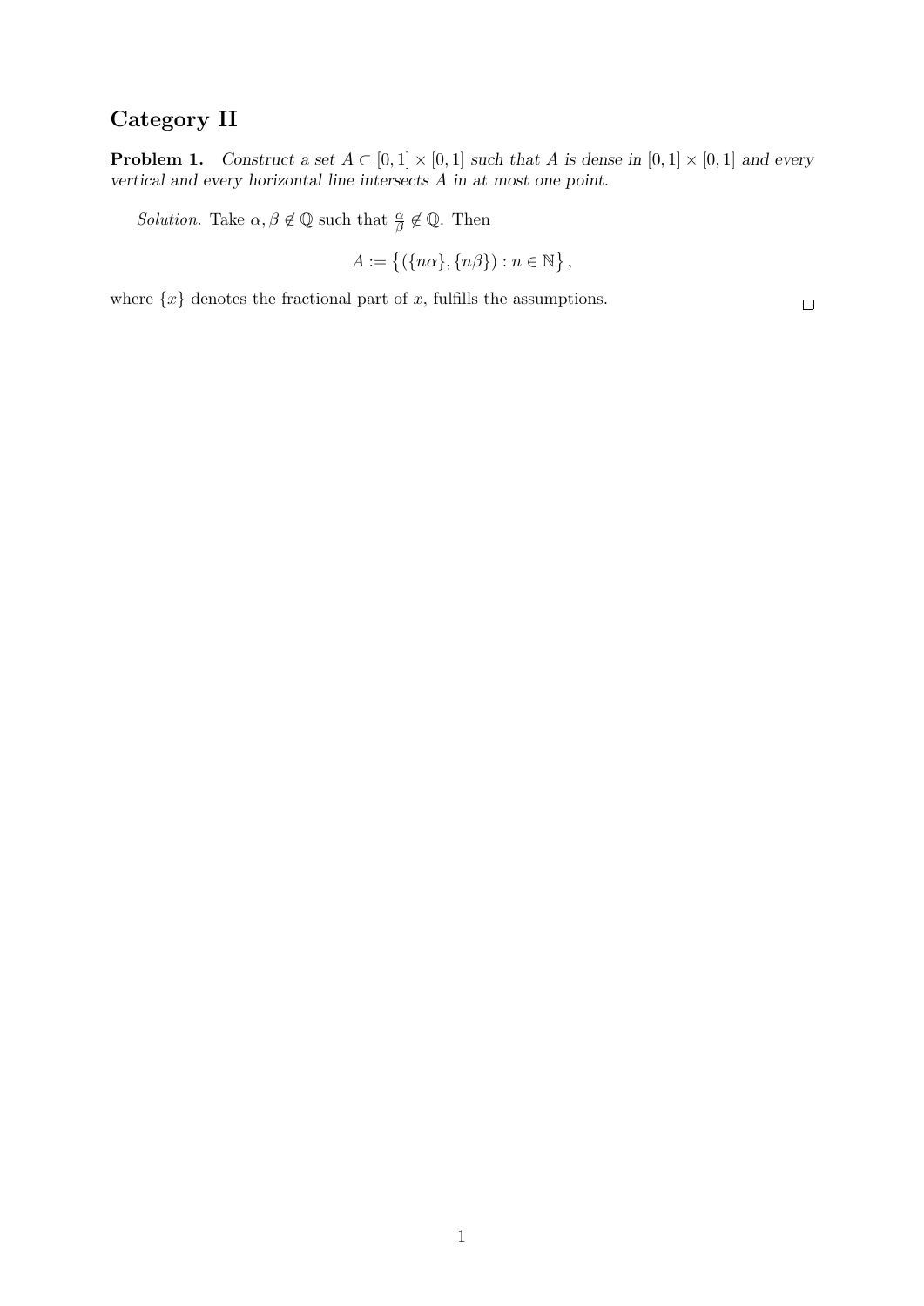## Category II

**Problem 1.** *Construct a set $A \subset [0,1] \times [0,1]$ such that $A$ is dense in $[0,1] \times [0,1]$ and every vertical and every horizontal line intersects $A$ in at most one point.*

*Solution.* Take $\alpha, \beta \notin \mathbb{Q}$ such that $\frac{\alpha}{\beta} \notin \mathbb{Q}$. Then

$$A := \left\{ (\{n\alpha\}, \{n\beta\}) : n \in \mathbb{N} \right\},$$

where $\{x\}$ denotes the fractional part of $x$, fulfills the assumptions. $\square$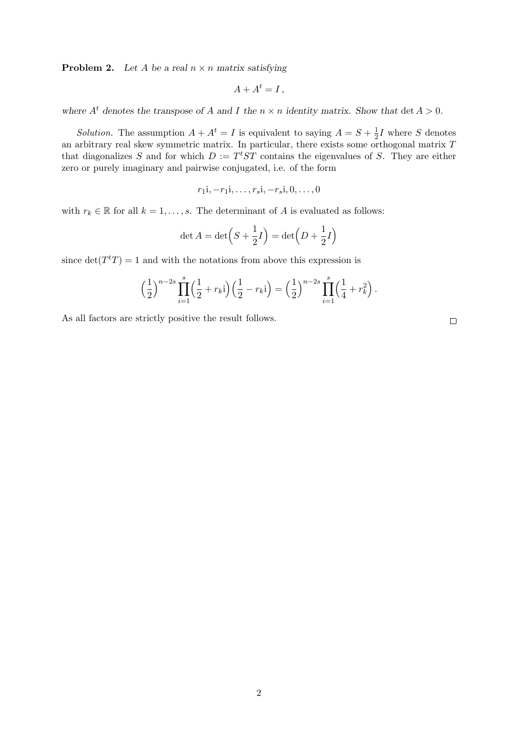**Problem 2.** *Let $A$ be a real $n \times n$ matrix satisfying*

$$A + A^t = I\,,$$

*where $A^t$ denotes the transpose of $A$ and $I$ the $n \times n$ identity matrix. Show that* $\det A > 0$.

*Solution.* The assumption $A + A^t = I$ is equivalent to saying $A = S + \frac{1}{2}I$ where $S$ denotes an arbitrary real skew symmetric matrix. In particular, there exists some orthogonal matrix $T$ that diagonalizes $S$ and for which $D := T^t S T$ contains the eigenvalues of $S$. They are either zero or purely imaginary and pairwise conjugated, i.e. of the form

$$r_1\mathrm{i}, -r_1\mathrm{i}, \ldots, r_s\mathrm{i}, -r_s\mathrm{i}, 0, \ldots, 0$$

with $r_k \in \mathbb{R}$ for all $k = 1, \ldots, s$. The determinant of $A$ is evaluated as follows:

$$\det A = \det\Big(S + \frac{1}{2}I\Big) = \det\Big(D + \frac{1}{2}I\Big)$$

since $\det(T^t T) = 1$ and with the notations from above this expression is

$$\Big(\frac{1}{2}\Big)^{n-2s} \prod_{i=1}^{s} \Big(\frac{1}{2} + r_k\mathrm{i}\Big)\Big(\frac{1}{2} - r_k\mathrm{i}\Big) = \Big(\frac{1}{2}\Big)^{n-2s} \prod_{i=1}^{s} \Big(\frac{1}{4} + r_k^2\Big)\,.$$

As all factors are strictly positive the result follows. □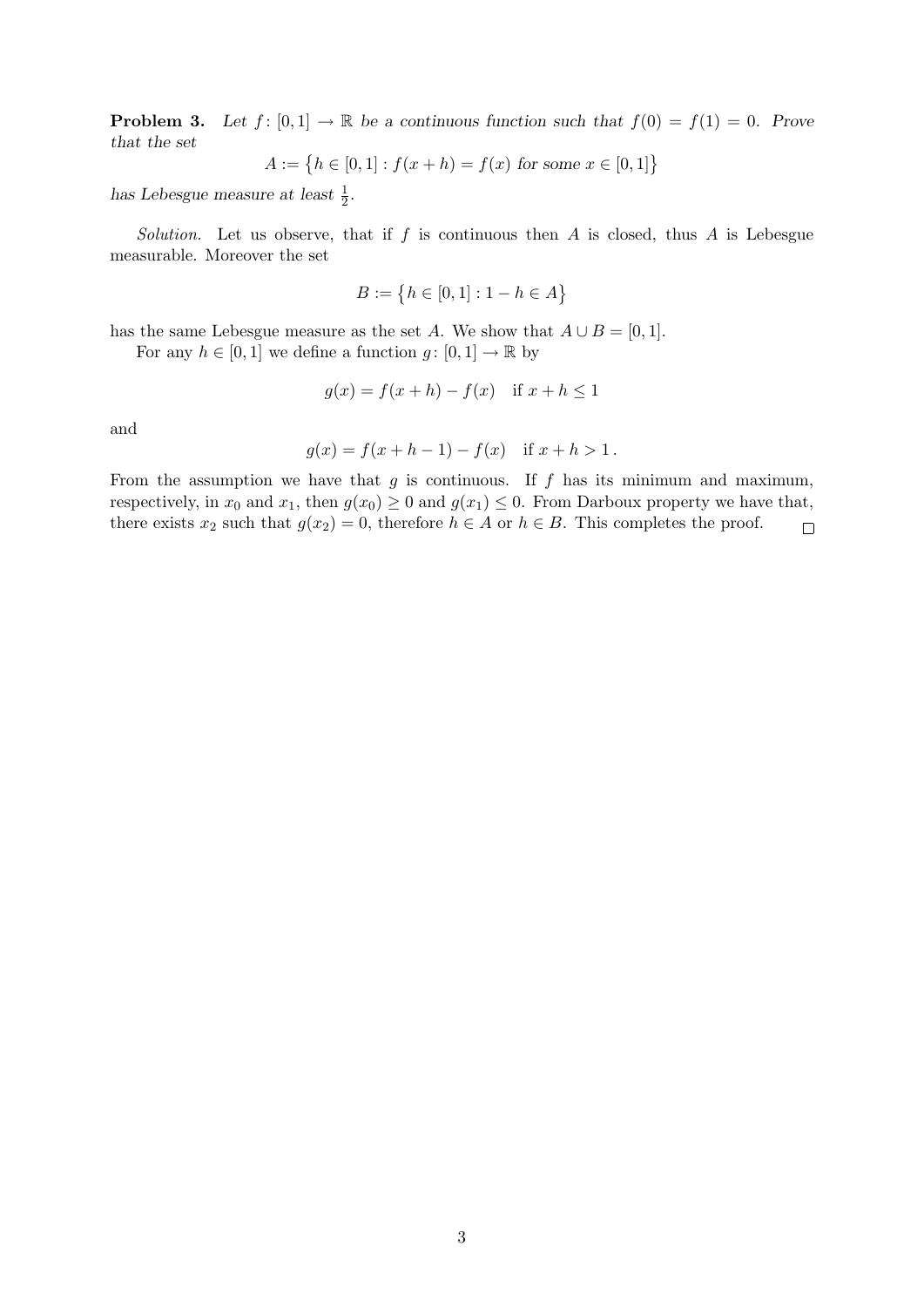**Problem 3.** *Let $f\colon [0,1] \to \mathbb{R}$ be a continuous function such that $f(0) = f(1) = 0$. Prove that the set*

$$A := \big\{h \in [0,1] : f(x+h) = f(x) \text{ for some } x \in [0,1]\big\}$$

*has Lebesgue measure at least $\frac{1}{2}$.*

*Solution.* Let us observe, that if $f$ is continuous then $A$ is closed, thus $A$ is Lebesgue measurable. Moreover the set

$$B := \big\{h \in [0,1] : 1-h \in A\big\}$$

has the same Lebesgue measure as the set $A$. We show that $A \cup B = [0,1]$.

For any $h \in [0,1]$ we define a function $g\colon [0,1] \to \mathbb{R}$ by

$$g(x) = f(x+h) - f(x) \quad \text{if } x+h \leq 1$$

and

$$g(x) = f(x+h-1) - f(x) \quad \text{if } x+h > 1\,.$$

From the assumption we have that $g$ is continuous. If $f$ has its minimum and maximum, respectively, in $x_0$ and $x_1$, then $g(x_0) \geq 0$ and $g(x_1) \leq 0$. From Darboux property we have that, there exists $x_2$ such that $g(x_2) = 0$, therefore $h \in A$ or $h \in B$. This completes the proof. □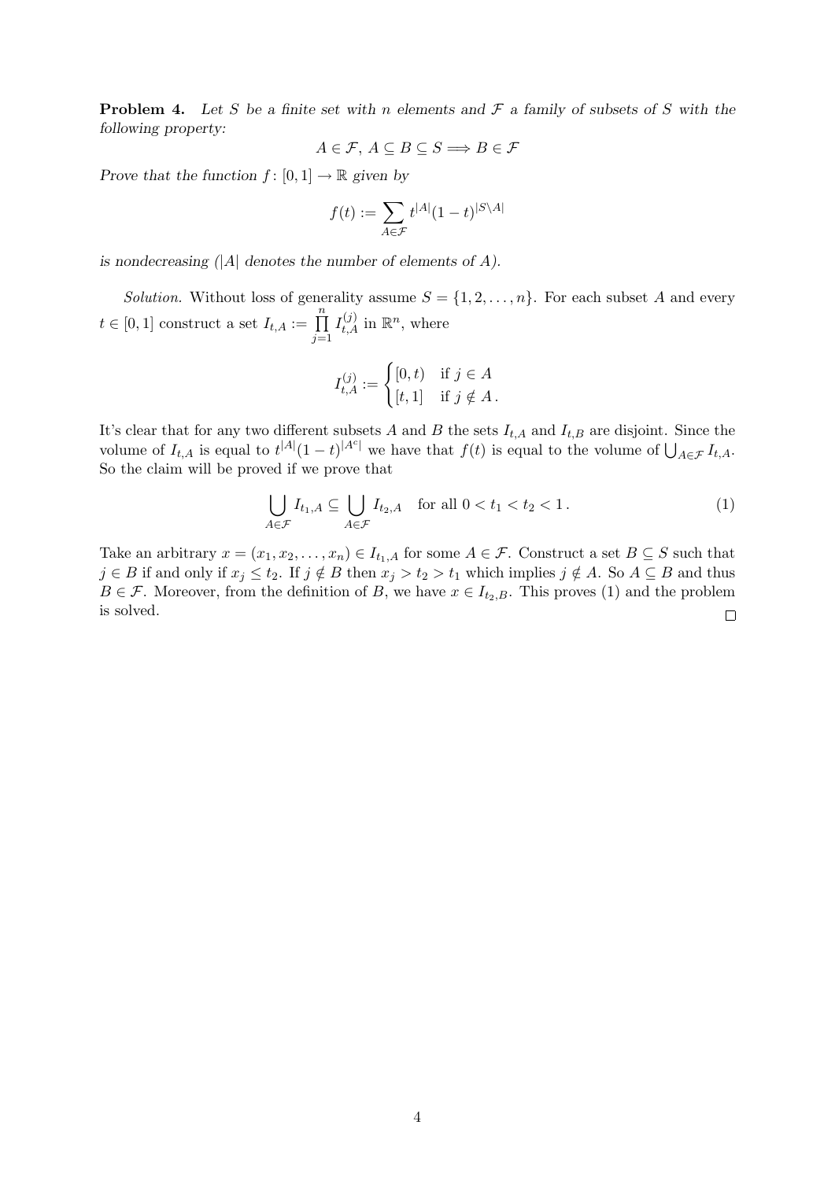**Problem 4.** *Let $S$ be a finite set with $n$ elements and $\mathcal{F}$ a family of subsets of $S$ with the following property:*

$$A \in \mathcal{F},\ A \subseteq B \subseteq S \Longrightarrow B \in \mathcal{F}$$

*Prove that the function $f\colon [0,1] \to \mathbb{R}$ given by*

$$f(t) := \sum_{A \in \mathcal{F}} t^{|A|}(1-t)^{|S \setminus A|}$$

*is nondecreasing ($|A|$ denotes the number of elements of $A$).*

*Solution.* Without loss of generality assume $S = \{1, 2, \ldots, n\}$. For each subset $A$ and every $t \in [0,1]$ construct a set $I_{t,A} := \prod_{j=1}^{n} I_{t,A}^{(j)}$ in $\mathbb{R}^n$, where

$$I_{t,A}^{(j)} := \begin{cases} [0,t) & \text{if } j \in A \\ [t,1] & \text{if } j \notin A\,. \end{cases}$$

It's clear that for any two different subsets $A$ and $B$ the sets $I_{t,A}$ and $I_{t,B}$ are disjoint. Since the volume of $I_{t,A}$ is equal to $t^{|A|}(1-t)^{|A^c|}$ we have that $f(t)$ is equal to the volume of $\bigcup_{A\in\mathcal{F}} I_{t,A}$. So the claim will be proved if we prove that

$$\bigcup_{A\in\mathcal{F}} I_{t_1,A} \subseteq \bigcup_{A\in\mathcal{F}} I_{t_2,A} \quad \text{for all } 0 < t_1 < t_2 < 1\,. \tag{1}$$

Take an arbitrary $x = (x_1, x_2, \ldots, x_n) \in I_{t_1,A}$ for some $A \in \mathcal{F}$. Construct a set $B \subseteq S$ such that $j \in B$ if and only if $x_j \le t_2$. If $j \notin B$ then $x_j > t_2 > t_1$ which implies $j \notin A$. So $A \subseteq B$ and thus $B \in \mathcal{F}$. Moreover, from the definition of $B$, we have $x \in I_{t_2,B}$. This proves (1) and the problem is solved. □